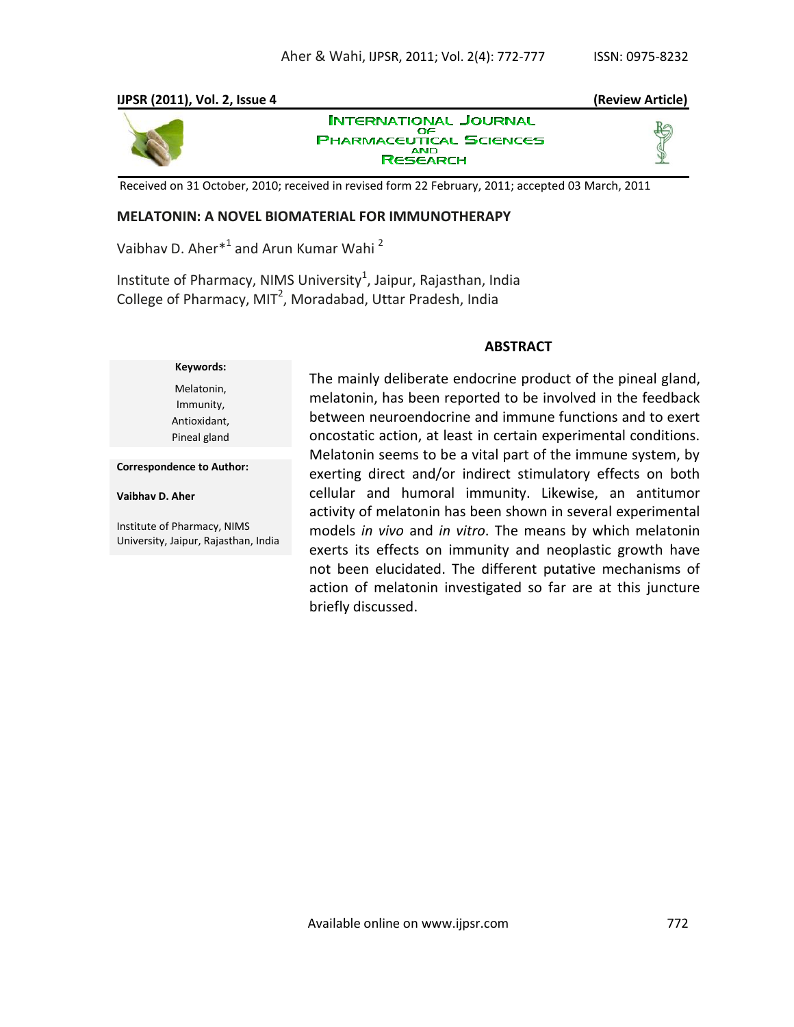**IJPSR (2011), Vol. 2, Issue 4** **(Review Article)**

INTERNATIONAL JOURNAL OF PHARMACEUTICAL SCIENCES AND RESEARCH

Received on 31 October, 2010; received in revised form 22 February, 2011; accepted 03 March, 2011

# MELATONIN: A NOVEL BIOMATERIAL FOR IMMUNOTHERAPY

Vaibhav D. Aher*[1] and Arun Kumar Wahi [2]

Institute of Pharmacy, NIMS University[1], Jaipur, Rajasthan, India
College of Pharmacy, MIT[2], Moradabad, Uttar Pradesh, India

**Keywords:**

Melatonin,
Immunity,
Antioxidant,
Pineal gland

**Correspondence to Author:**

**Vaibhav D. Aher**

Institute of Pharmacy, NIMS University, Jaipur, Rajasthan, India

## ABSTRACT

The mainly deliberate endocrine product of the pineal gland, melatonin, has been reported to be involved in the feedback between neuroendocrine and immune functions and to exert oncostatic action, at least in certain experimental conditions. Melatonin seems to be a vital part of the immune system, by exerting direct and/or indirect stimulatory effects on both cellular and humoral immunity. Likewise, an antitumor activity of melatonin has been shown in several experimental models *in vivo* and *in vitro*. The means by which melatonin exerts its effects on immunity and neoplastic growth have not been elucidated. The different putative mechanisms of action of melatonin investigated so far are at this juncture briefly discussed.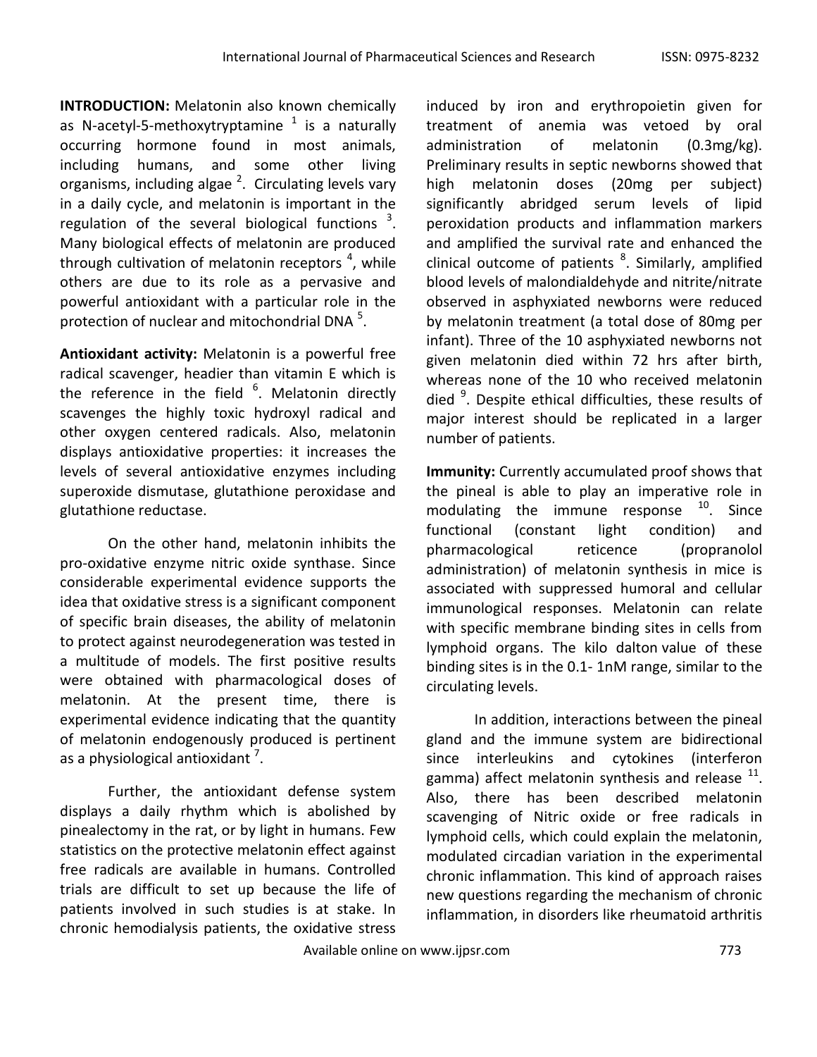**INTRODUCTION:** Melatonin also known chemically as N-acetyl-5-methoxytryptamine [1] is a naturally occurring hormone found in most animals, including humans, and some other living organisms, including algae [2]. Circulating levels vary in a daily cycle, and melatonin is important in the regulation of the several biological functions [3]. Many biological effects of melatonin are produced through cultivation of melatonin receptors [4], while others are due to its role as a pervasive and powerful antioxidant with a particular role in the protection of nuclear and mitochondrial DNA [5].

**Antioxidant activity:** Melatonin is a powerful free radical scavenger, headier than vitamin E which is the reference in the field [6]. Melatonin directly scavenges the highly toxic hydroxyl radical and other oxygen centered radicals. Also, melatonin displays antioxidative properties: it increases the levels of several antioxidative enzymes including superoxide dismutase, glutathione peroxidase and glutathione reductase.

On the other hand, melatonin inhibits the pro-oxidative enzyme nitric oxide synthase. Since considerable experimental evidence supports the idea that oxidative stress is a significant component of specific brain diseases, the ability of melatonin to protect against neurodegeneration was tested in a multitude of models. The first positive results were obtained with pharmacological doses of melatonin. At the present time, there is experimental evidence indicating that the quantity of melatonin endogenously produced is pertinent as a physiological antioxidant [7].

Further, the antioxidant defense system displays a daily rhythm which is abolished by pinealectomy in the rat, or by light in humans. Few statistics on the protective melatonin effect against free radicals are available in humans. Controlled trials are difficult to set up because the life of patients involved in such studies is at stake. In chronic hemodialysis patients, the oxidative stress induced by iron and erythropoietin given for treatment of anemia was vetoed by oral administration of melatonin (0.3mg/kg). Preliminary results in septic newborns showed that high melatonin doses (20mg per subject) significantly abridged serum levels of lipid peroxidation products and inflammation markers and amplified the survival rate and enhanced the clinical outcome of patients [8]. Similarly, amplified blood levels of malondialdehyde and nitrite/nitrate observed in asphyxiated newborns were reduced by melatonin treatment (a total dose of 80mg per infant). Three of the 10 asphyxiated newborns not given melatonin died within 72 hrs after birth, whereas none of the 10 who received melatonin died [9]. Despite ethical difficulties, these results of major interest should be replicated in a larger number of patients.

**Immunity:** Currently accumulated proof shows that the pineal is able to play an imperative role in modulating the immune response [10]. Since functional (constant light condition) and pharmacological reticence (propranolol administration) of melatonin synthesis in mice is associated with suppressed humoral and cellular immunological responses. Melatonin can relate with specific membrane binding sites in cells from lymphoid organs. The kilo dalton value of these binding sites is in the 0.1- 1nM range, similar to the circulating levels.

In addition, interactions between the pineal gland and the immune system are bidirectional since interleukins and cytokines (interferon gamma) affect melatonin synthesis and release [11]. Also, there has been described melatonin scavenging of Nitric oxide or free radicals in lymphoid cells, which could explain the melatonin, modulated circadian variation in the experimental chronic inflammation. This kind of approach raises new questions regarding the mechanism of chronic inflammation, in disorders like rheumatoid arthritis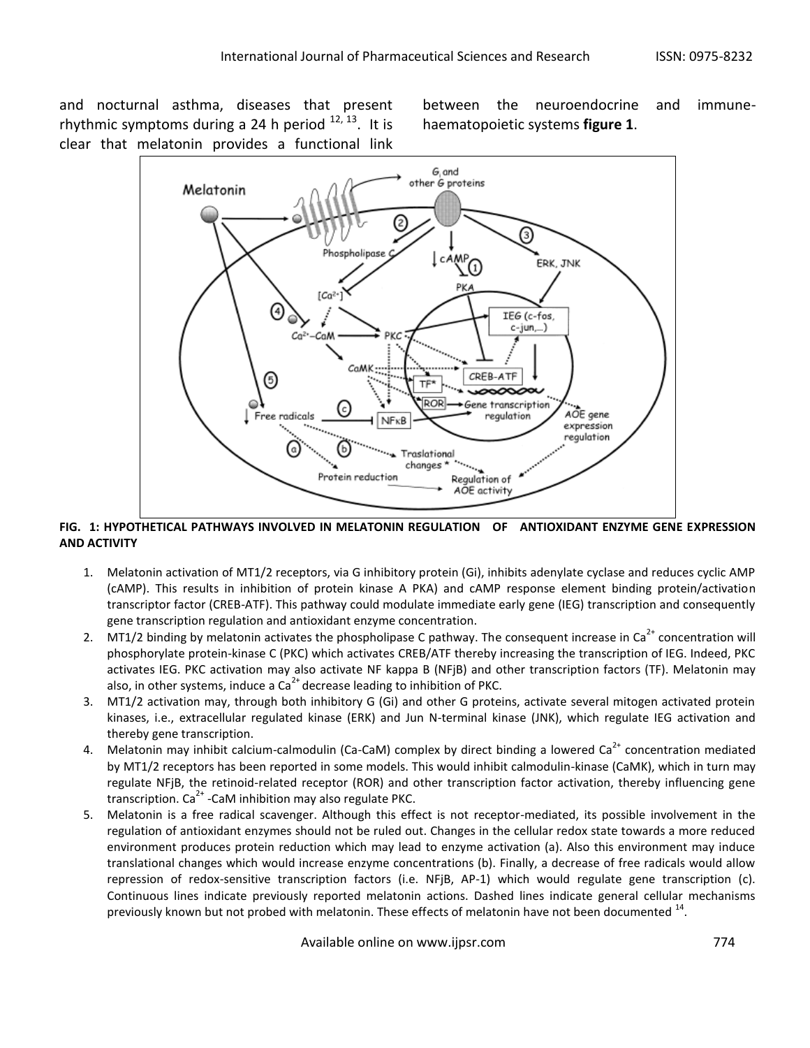and nocturnal asthma, diseases that present rhythmic symptoms during a 24 h period [12, 13]. It is clear that melatonin provides a functional link between the neuroendocrine and immune-haematopoietic systems **figure 1**.

**FIG. 1: HYPOTHETICAL PATHWAYS INVOLVED IN MELATONIN REGULATION OF ANTIOXIDANT ENZYME GENE EXPRESSION AND ACTIVITY**

1. Melatonin activation of MT1/2 receptors, via G inhibitory protein (Gi), inhibits adenylate cyclase and reduces cyclic AMP (cAMP). This results in inhibition of protein kinase A PKA) and cAMP response element binding protein/activation transcriptor factor (CREB-ATF). This pathway could modulate immediate early gene (IEG) transcription and consequently gene transcription regulation and antioxidant enzyme concentration.
2. MT1/2 binding by melatonin activates the phospholipase C pathway. The consequent increase in $Ca^{2+}$ concentration will phosphorylate protein-kinase C (PKC) which activates CREB/ATF thereby increasing the transcription of IEG. Indeed, PKC activates IEG. PKC activation may also activate NF kappa B (NFjB) and other transcription factors (TF). Melatonin may also, in other systems, induce a $Ca^{2+}$ decrease leading to inhibition of PKC.
3. MT1/2 activation may, through both inhibitory G (Gi) and other G proteins, activate several mitogen activated protein kinases, i.e., extracellular regulated kinase (ERK) and Jun N-terminal kinase (JNK), which regulate IEG activation and thereby gene transcription.
4. Melatonin may inhibit calcium-calmodulin (Ca-CaM) complex by direct binding a lowered $Ca^{2+}$ concentration mediated by MT1/2 receptors has been reported in some models. This would inhibit calmodulin-kinase (CaMK), which in turn may regulate NFjB, the retinoid-related receptor (ROR) and other transcription factor activation, thereby influencing gene transcription. $Ca^{2+}$ -CaM inhibition may also regulate PKC.
5. Melatonin is a free radical scavenger. Although this effect is not receptor-mediated, its possible involvement in the regulation of antioxidant enzymes should not be ruled out. Changes in the cellular redox state towards a more reduced environment produces protein reduction which may lead to enzyme activation (a). Also this environment may induce translational changes which would increase enzyme concentrations (b). Finally, a decrease of free radicals would allow repression of redox-sensitive transcription factors (i.e. NFjB, AP-1) which would regulate gene transcription (c). Continuous lines indicate previously reported melatonin actions. Dashed lines indicate general cellular mechanisms previously known but not probed with melatonin. These effects of melatonin have not been documented [14].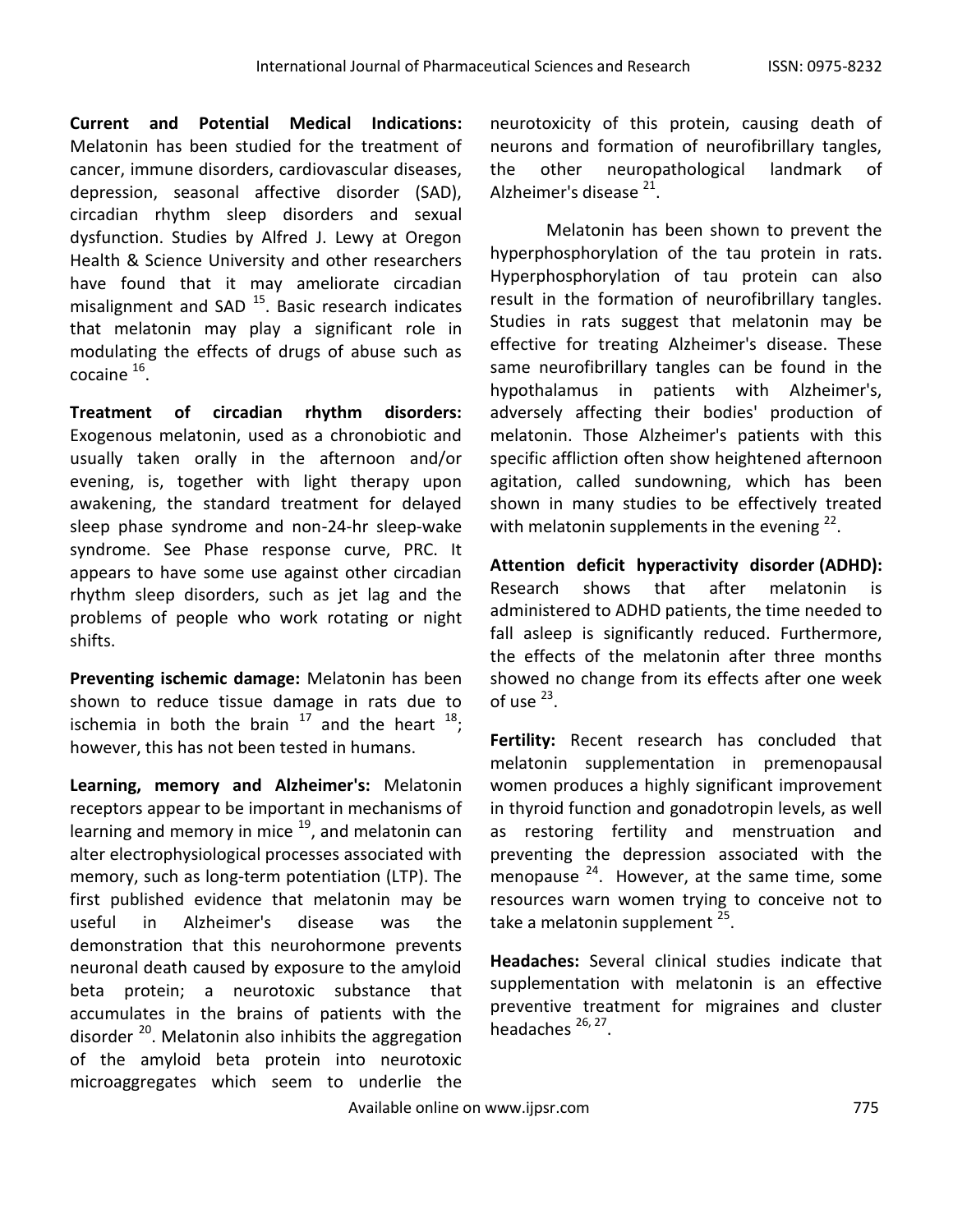**Current and Potential Medical Indications:** Melatonin has been studied for the treatment of cancer, immune disorders, cardiovascular diseases, depression, seasonal affective disorder (SAD), circadian rhythm sleep disorders and sexual dysfunction. Studies by Alfred J. Lewy at Oregon Health & Science University and other researchers have found that it may ameliorate circadian misalignment and SAD [15]. Basic research indicates that melatonin may play a significant role in modulating the effects of drugs of abuse such as cocaine [16].

**Treatment of circadian rhythm disorders:** Exogenous melatonin, used as a chronobiotic and usually taken orally in the afternoon and/or evening, is, together with light therapy upon awakening, the standard treatment for delayed sleep phase syndrome and non-24-hr sleep-wake syndrome. See Phase response curve, PRC. It appears to have some use against other circadian rhythm sleep disorders, such as jet lag and the problems of people who work rotating or night shifts.

**Preventing ischemic damage:** Melatonin has been shown to reduce tissue damage in rats due to ischemia in both the brain [17] and the heart [18]; however, this has not been tested in humans.

**Learning, memory and Alzheimer's:** Melatonin receptors appear to be important in mechanisms of learning and memory in mice [19], and melatonin can alter electrophysiological processes associated with memory, such as long-term potentiation (LTP). The first published evidence that melatonin may be useful in Alzheimer's disease was the demonstration that this neurohormone prevents neuronal death caused by exposure to the amyloid beta protein; a neurotoxic substance that accumulates in the brains of patients with the disorder [20]. Melatonin also inhibits the aggregation of the amyloid beta protein into neurotoxic microaggregates which seem to underlie the neurotoxicity of this protein, causing death of neurons and formation of neurofibrillary tangles, the other neuropathological landmark of Alzheimer's disease [21].

Melatonin has been shown to prevent the hyperphosphorylation of the tau protein in rats. Hyperphosphorylation of tau protein can also result in the formation of neurofibrillary tangles. Studies in rats suggest that melatonin may be effective for treating Alzheimer's disease. These same neurofibrillary tangles can be found in the hypothalamus in patients with Alzheimer's, adversely affecting their bodies' production of melatonin. Those Alzheimer's patients with this specific affliction often show heightened afternoon agitation, called sundowning, which has been shown in many studies to be effectively treated with melatonin supplements in the evening [22].

**Attention deficit hyperactivity disorder (ADHD):** Research shows that after melatonin is administered to ADHD patients, the time needed to fall asleep is significantly reduced. Furthermore, the effects of the melatonin after three months showed no change from its effects after one week of use [23].

**Fertility:** Recent research has concluded that melatonin supplementation in premenopausal women produces a highly significant improvement in thyroid function and gonadotropin levels, as well as restoring fertility and menstruation and preventing the depression associated with the menopause [24]. However, at the same time, some resources warn women trying to conceive not to take a melatonin supplement [25].

**Headaches:** Several clinical studies indicate that supplementation with melatonin is an effective preventive treatment for migraines and cluster headaches [26, 27].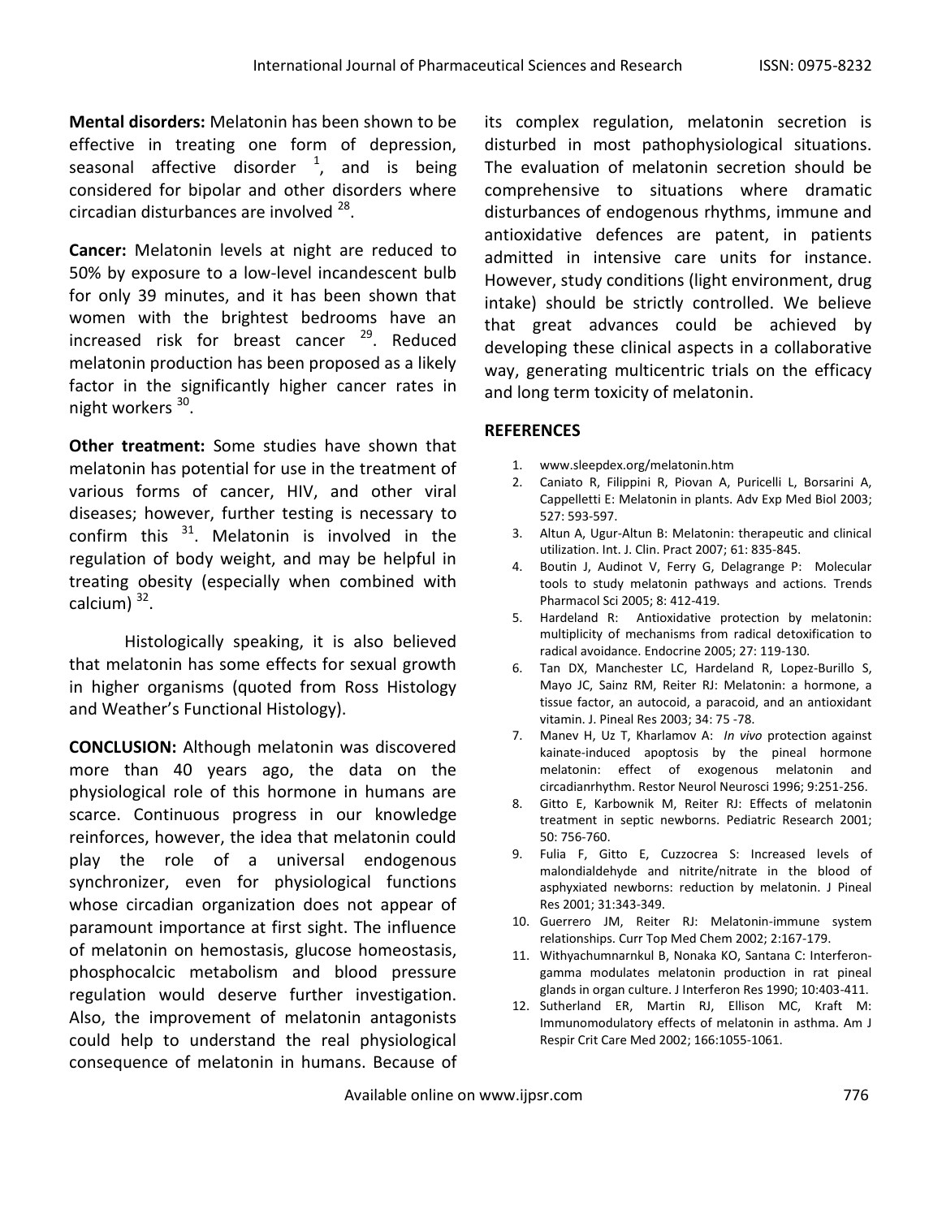**Mental disorders:** Melatonin has been shown to be effective in treating one form of depression, seasonal affective disorder [1], and is being considered for bipolar and other disorders where circadian disturbances are involved [28].

**Cancer:** Melatonin levels at night are reduced to 50% by exposure to a low-level incandescent bulb for only 39 minutes, and it has been shown that women with the brightest bedrooms have an increased risk for breast cancer [29]. Reduced melatonin production has been proposed as a likely factor in the significantly higher cancer rates in night workers [30].

**Other treatment:** Some studies have shown that melatonin has potential for use in the treatment of various forms of cancer, HIV, and other viral diseases; however, further testing is necessary to confirm this [31]. Melatonin is involved in the regulation of body weight, and may be helpful in treating obesity (especially when combined with calcium) [32].

Histologically speaking, it is also believed that melatonin has some effects for sexual growth in higher organisms (quoted from Ross Histology and Weather's Functional Histology).

**CONCLUSION:** Although melatonin was discovered more than 40 years ago, the data on the physiological role of this hormone in humans are scarce. Continuous progress in our knowledge reinforces, however, the idea that melatonin could play the role of a universal endogenous synchronizer, even for physiological functions whose circadian organization does not appear of paramount importance at first sight. The influence of melatonin on hemostasis, glucose homeostasis, phosphocalcic metabolism and blood pressure regulation would deserve further investigation. Also, the improvement of melatonin antagonists could help to understand the real physiological consequence of melatonin in humans. Because of its complex regulation, melatonin secretion is disturbed in most pathophysiological situations. The evaluation of melatonin secretion should be comprehensive to situations where dramatic disturbances of endogenous rhythms, immune and antioxidative defences are patent, in patients admitted in intensive care units for instance. However, study conditions (light environment, drug intake) should be strictly controlled. We believe that great advances could be achieved by developing these clinical aspects in a collaborative way, generating multicentric trials on the efficacy and long term toxicity of melatonin.

## REFERENCES

1. www.sleepdex.org/melatonin.htm
2. Caniato R, Filippini R, Piovan A, Puricelli L, Borsarini A, Cappelletti E: Melatonin in plants. Adv Exp Med Biol 2003; 527: 593-597.
3. Altun A, Ugur-Altun B: Melatonin: therapeutic and clinical utilization. Int. J. Clin. Pract 2007; 61: 835-845.
4. Boutin J, Audinot V, Ferry G, Delagrange P: Molecular tools to study melatonin pathways and actions. Trends Pharmacol Sci 2005; 8: 412-419.
5. Hardeland R: Antioxidative protection by melatonin: multiplicity of mechanisms from radical detoxification to radical avoidance. Endocrine 2005; 27: 119-130.
6. Tan DX, Manchester LC, Hardeland R, Lopez-Burillo S, Mayo JC, Sainz RM, Reiter RJ: Melatonin: a hormone, a tissue factor, an autocoid, a paracoid, and an antioxidant vitamin. J. Pineal Res 2003; 34: 75 -78.
7. Manev H, Uz T, Kharlamov A: *In vivo* protection against kainate-induced apoptosis by the pineal hormone melatonin: effect of exogenous melatonin and circadianrhythm. Restor Neurol Neurosci 1996; 9:251-256.
8. Gitto E, Karbownik M, Reiter RJ: Effects of melatonin treatment in septic newborns. Pediatric Research 2001; 50: 756-760.
9. Fulia F, Gitto E, Cuzzocrea S: Increased levels of malondialdehyde and nitrite/nitrate in the blood of asphyxiated newborns: reduction by melatonin. J Pineal Res 2001; 31:343-349.
10. Guerrero JM, Reiter RJ: Melatonin-immune system relationships. Curr Top Med Chem 2002; 2:167-179.
11. Withyachumnarnkul B, Nonaka KO, Santana C: Interferon-gamma modulates melatonin production in rat pineal glands in organ culture. J Interferon Res 1990; 10:403-411.
12. Sutherland ER, Martin RJ, Ellison MC, Kraft M: Immunomodulatory effects of melatonin in asthma. Am J Respir Crit Care Med 2002; 166:1055-1061.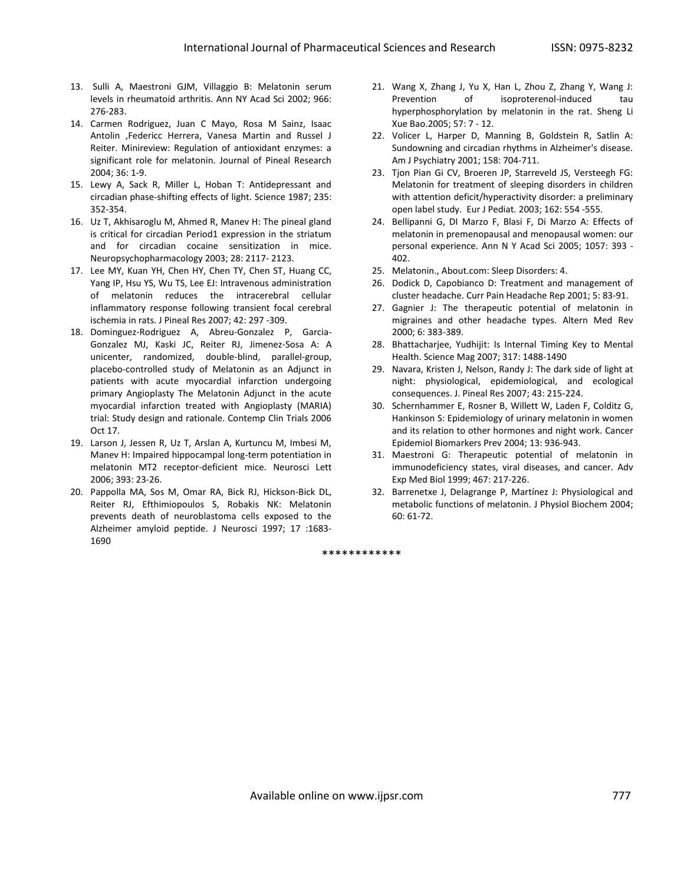13. Sulli A, Maestroni GJM, Villaggio B: Melatonin serum levels in rheumatoid arthritis. Ann NY Acad Sci 2002; 966: 276-283.
14. Carmen Rodriguez, Juan C Mayo, Rosa M Sainz, Isaac Antolin ,Federicc Herrera, Vanesa Martin and Russel J Reiter. Minireview: Regulation of antioxidant enzymes: a significant role for melatonin. Journal of Pineal Research 2004; 36: 1-9.
15. Lewy A, Sack R, Miller L, Hoban T: Antidepressant and circadian phase-shifting effects of light. Science 1987; 235: 352-354.
16. Uz T, Akhisaroglu M, Ahmed R, Manev H: The pineal gland is critical for circadian Period1 expression in the striatum and for circadian cocaine sensitization in mice. Neuropsychopharmacology 2003; 28: 2117- 2123.
17. Lee MY, Kuan YH, Chen HY, Chen TY, Chen ST, Huang CC, Yang IP, Hsu YS, Wu TS, Lee EJ: Intravenous administration of melatonin reduces the intracerebral cellular inflammatory response following transient focal cerebral ischemia in rats. J Pineal Res 2007; 42: 297 -309.
18. Dominguez-Rodriguez A, Abreu-Gonzalez P, Garcia-Gonzalez MJ, Kaski JC, Reiter RJ, Jimenez-Sosa A: A unicenter, randomized, double-blind, parallel-group, placebo-controlled study of Melatonin as an Adjunct in patients with acute myocardial infarction undergoing primary Angioplasty The Melatonin Adjunct in the acute myocardial infarction treated with Angioplasty (MARIA) trial: Study design and rationale. Contemp Clin Trials 2006 Oct 17.
19. Larson J, Jessen R, Uz T, Arslan A, Kurtuncu M, Imbesi M, Manev H: Impaired hippocampal long-term potentiation in melatonin MT2 receptor-deficient mice. Neurosci Lett 2006; 393: 23-26.
20. Pappolla MA, Sos M, Omar RA, Bick RJ, Hickson-Bick DL, Reiter RJ, Efthimiopoulos S, Robakis NK: Melatonin prevents death of neuroblastoma cells exposed to the Alzheimer amyloid peptide. J Neurosci 1997; 17 :1683-1690
21. Wang X, Zhang J, Yu X, Han L, Zhou Z, Zhang Y, Wang J: Prevention of isoproterenol-induced tau hyperphosphorylation by melatonin in the rat. Sheng Li Xue Bao.2005; 57: 7 - 12.
22. Volicer L, Harper D, Manning B, Goldstein R, Satlin A: Sundowning and circadian rhythms in Alzheimer's disease. Am J Psychiatry 2001; 158: 704-711.
23. Tjon Pian Gi CV, Broeren JP, Starreveld JS, Versteegh FG: Melatonin for treatment of sleeping disorders in children with attention deficit/hyperactivity disorder: a preliminary open label study. Eur J Pediat. 2003; 162: 554 -555.
24. Bellipanni G, DI Marzo F, Blasi F, Di Marzo A: Effects of melatonin in premenopausal and menopausal women: our personal experience. Ann N Y Acad Sci 2005; 1057: 393 - 402.
25. Melatonin., About.com: Sleep Disorders: 4.
26. Dodick D, Capobianco D: Treatment and management of cluster headache. Curr Pain Headache Rep 2001; 5: 83-91.
27. Gagnier J: The therapeutic potential of melatonin in migraines and other headache types. Altern Med Rev 2000; 6: 383-389.
28. Bhattacharjee, Yudhijit: Is Internal Timing Key to Mental Health. Science Mag 2007; 317: 1488-1490
29. Navara, Kristen J, Nelson, Randy J: The dark side of light at night: physiological, epidemiological, and ecological consequences. J. Pineal Res 2007; 43: 215-224.
30. Schernhammer E, Rosner B, Willett W, Laden F, Colditz G, Hankinson S: Epidemiology of urinary melatonin in women and its relation to other hormones and night work. Cancer Epidemiol Biomarkers Prev 2004; 13: 936-943.
31. Maestroni G: Therapeutic potential of melatonin in immunodeficiency states, viral diseases, and cancer. Adv Exp Med Biol 1999; 467: 217-226.
32. Barrenetxe J, Delagrange P, Martínez J: Physiological and metabolic functions of melatonin. J Physiol Biochem 2004; 60: 61-72.

\*\*\*\*\*\*\*\*\*\*\*\*